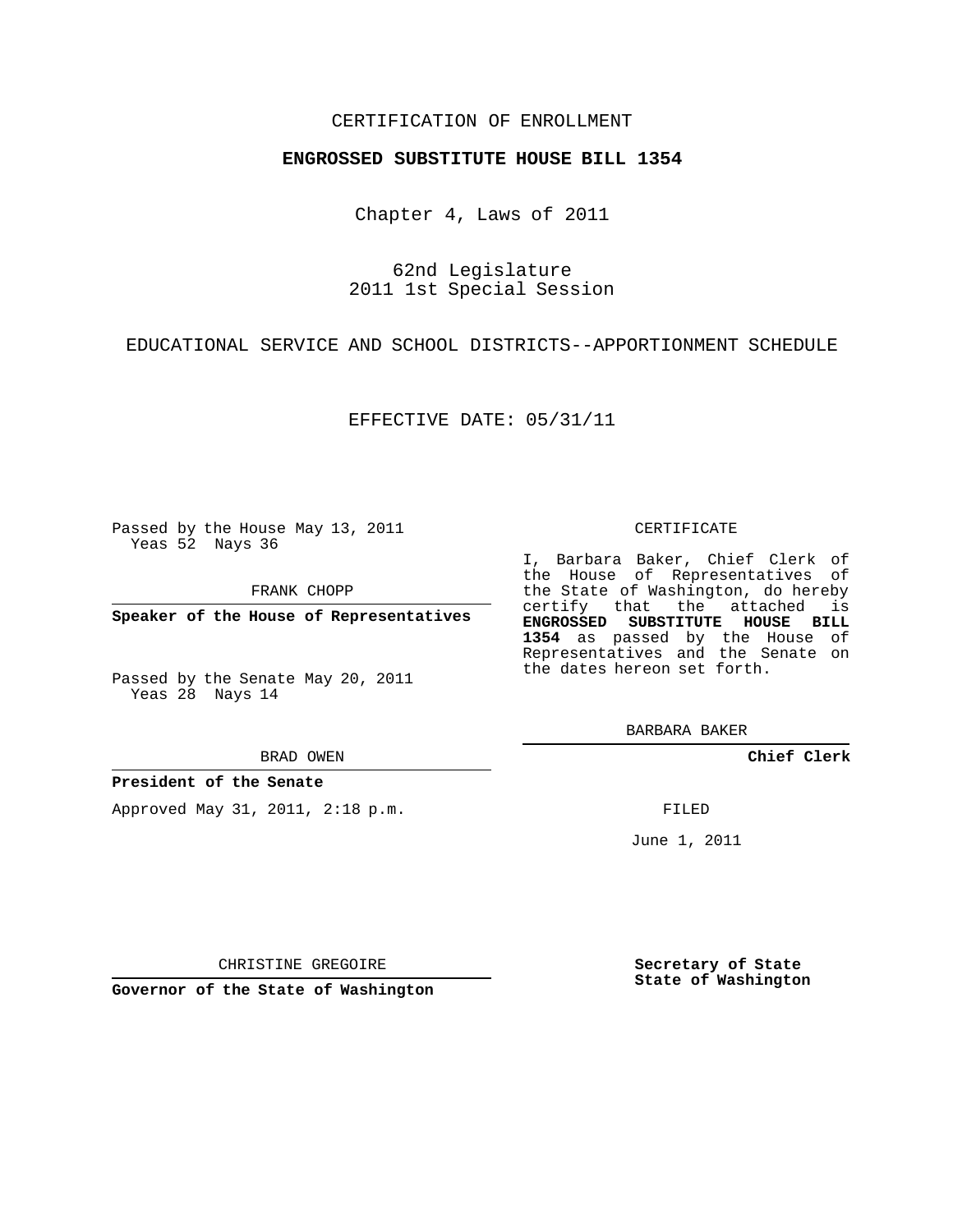CERTIFICATION OF ENROLLMENT

**ENGROSSED SUBSTITUTE HOUSE BILL 1354**

Chapter 4, Laws of 2011

62nd Legislature
2011 1st Special Session

EDUCATIONAL SERVICE AND SCHOOL DISTRICTS--APPORTIONMENT SCHEDULE

EFFECTIVE DATE: 05/31/11

Passed by the House May 13, 2011
Yeas 52 Nays 36

FRANK CHOPP

**Speaker of the House of Representatives**

Passed by the Senate May 20, 2011
Yeas 28 Nays 14

BRAD OWEN

**President of the Senate**

Approved May 31, 2011, 2:18 p.m.

CHRISTINE GREGOIRE

**Governor of the State of Washington**

CERTIFICATE

I, Barbara Baker, Chief Clerk of the House of Representatives of the State of Washington, do hereby certify that the attached is **ENGROSSED SUBSTITUTE HOUSE BILL 1354** as passed by the House of Representatives and the Senate on the dates hereon set forth.

BARBARA BAKER

**Chief Clerk**

FILED

June 1, 2011

**Secretary of State**
**State of Washington**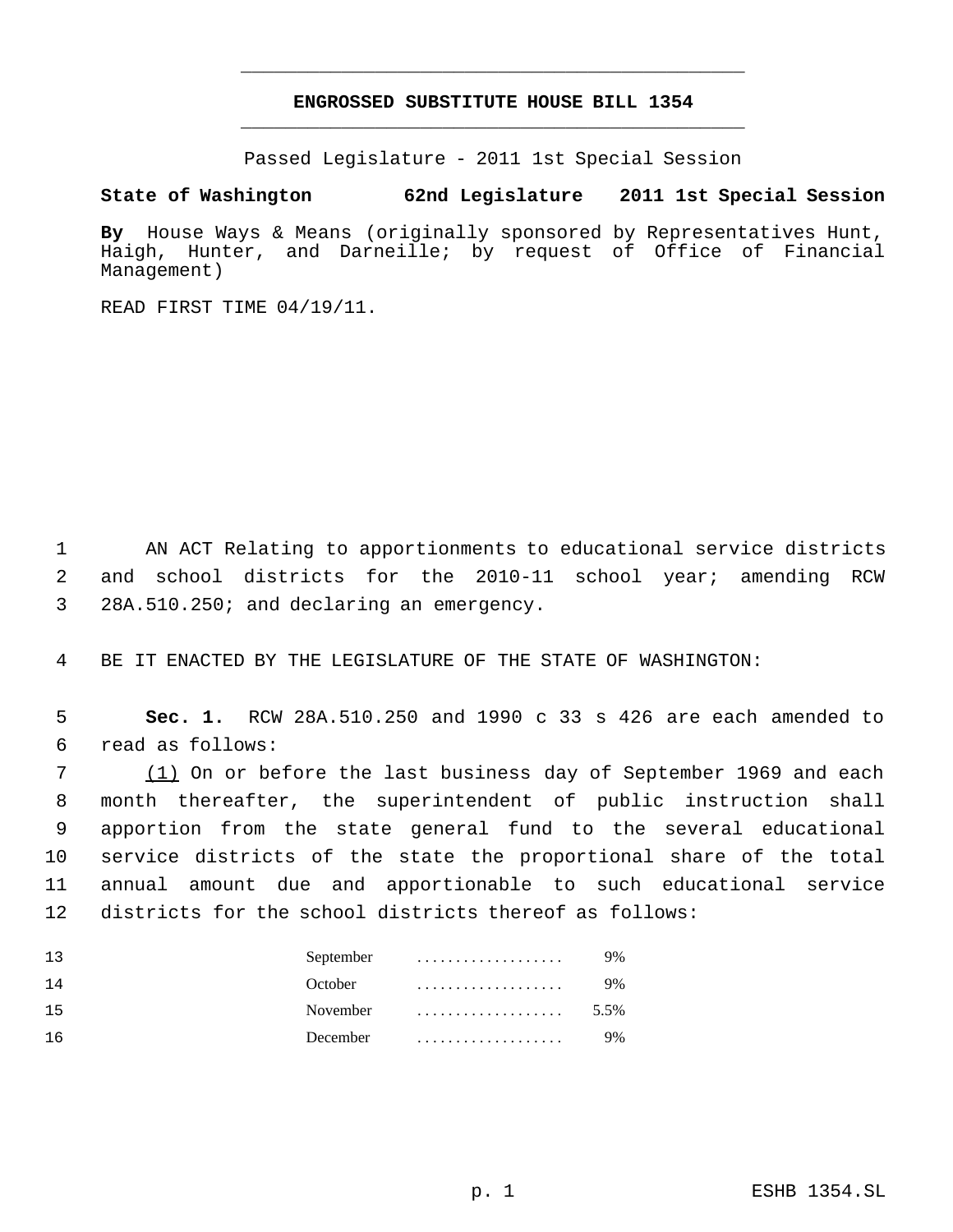**ENGROSSED SUBSTITUTE HOUSE BILL 1354**

Passed Legislature - 2011 1st Special Session

**State of Washington 62nd Legislature 2011 1st Special Session**

**By** House Ways & Means (originally sponsored by Representatives Hunt, Haigh, Hunter, and Darneille; by request of Office of Financial Management)

READ FIRST TIME 04/19/11.

AN ACT Relating to apportionments to educational service districts and school districts for the 2010-11 school year; amending RCW 28A.510.250; and declaring an emergency.

BE IT ENACTED BY THE LEGISLATURE OF THE STATE OF WASHINGTON:

**Sec. 1.** RCW 28A.510.250 and 1990 c 33 s 426 are each amended to read as follows:

(1) On or before the last business day of September 1969 and each month thereafter, the superintendent of public instruction shall apportion from the state general fund to the several educational service districts of the state the proportional share of the total annual amount due and apportionable to such educational service districts for the school districts thereof as follows:

| Month | | Percent |
|---|---|---|
| September | . . . . . . . . . . . . . . . . . . . | 9% |
| October | . . . . . . . . . . . . . . . . . . . | 9% |
| November | . . . . . . . . . . . . . . . . . . . | 5.5% |
| December | . . . . . . . . . . . . . . . . . . . | 9% |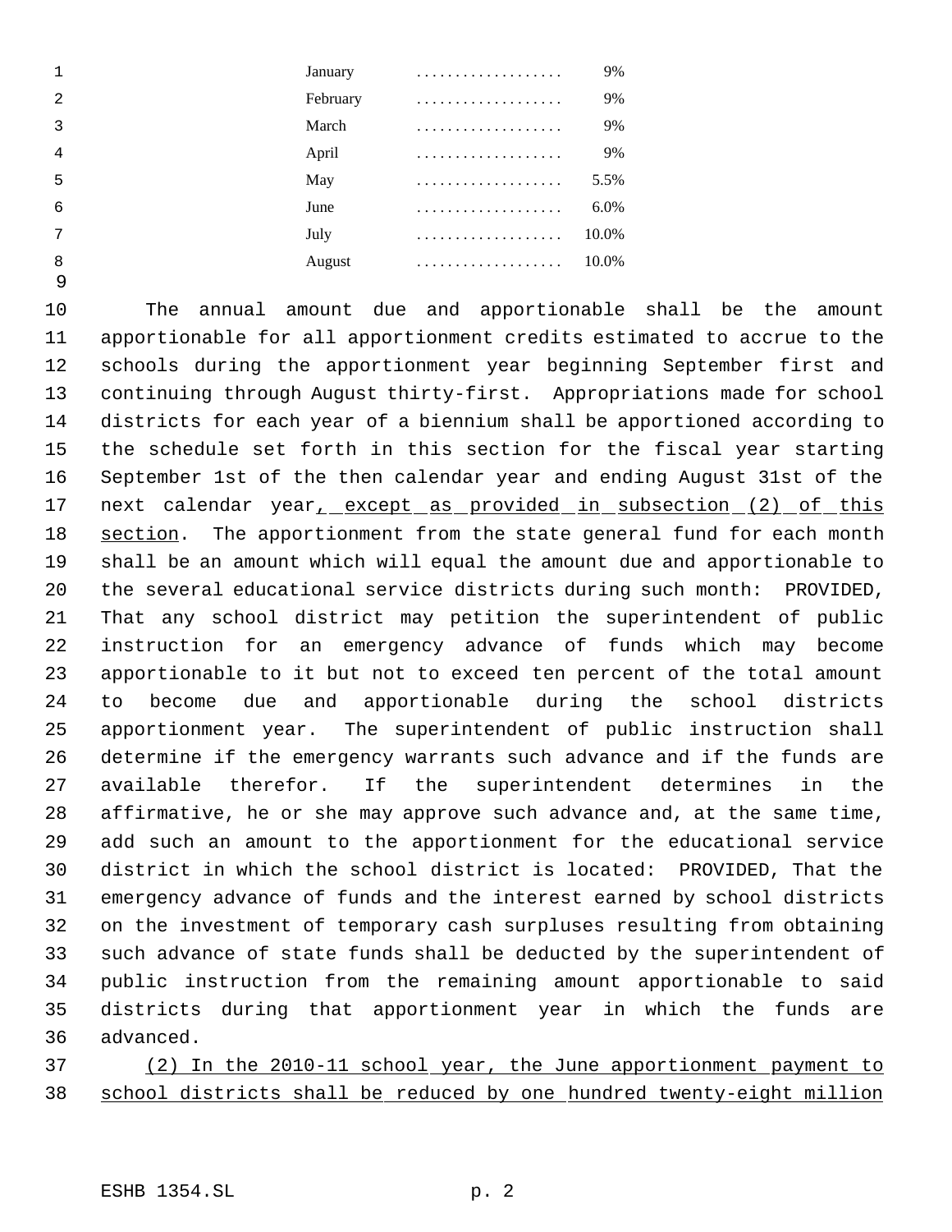| Month | | Percent |
|---|---|---|
| January | . . . . . . . . . . . . . . . . . . | 9% |
| February | . . . . . . . . . . . . . . . . . . | 9% |
| March | . . . . . . . . . . . . . . . . . . | 9% |
| April | . . . . . . . . . . . . . . . . . . | 9% |
| May | . . . . . . . . . . . . . . . . . . | 5.5% |
| June | . . . . . . . . . . . . . . . . . . | 6.0% |
| July | . . . . . . . . . . . . . . . . . . | 10.0% |
| August | . . . . . . . . . . . . . . . . . . | 10.0% |

The annual amount due and apportionable shall be the amount apportionable for all apportionment credits estimated to accrue to the schools during the apportionment year beginning September first and continuing through August thirty-first. Appropriations made for school districts for each year of a biennium shall be apportioned according to the schedule set forth in this section for the fiscal year starting September 1st of the then calendar year and ending August 31st of the next calendar year, except as provided in subsection (2) of this section. The apportionment from the state general fund for each month shall be an amount which will equal the amount due and apportionable to the several educational service districts during such month: PROVIDED, That any school district may petition the superintendent of public instruction for an emergency advance of funds which may become apportionable to it but not to exceed ten percent of the total amount to become due and apportionable during the school districts apportionment year. The superintendent of public instruction shall determine if the emergency warrants such advance and if the funds are available therefor. If the superintendent determines in the affirmative, he or she may approve such advance and, at the same time, add such an amount to the apportionment for the educational service district in which the school district is located: PROVIDED, That the emergency advance of funds and the interest earned by school districts on the investment of temporary cash surpluses resulting from obtaining such advance of state funds shall be deducted by the superintendent of public instruction from the remaining amount apportionable to said districts during that apportionment year in which the funds are advanced.

(2) In the 2010-11 school year, the June apportionment payment to school districts shall be reduced by one hundred twenty-eight million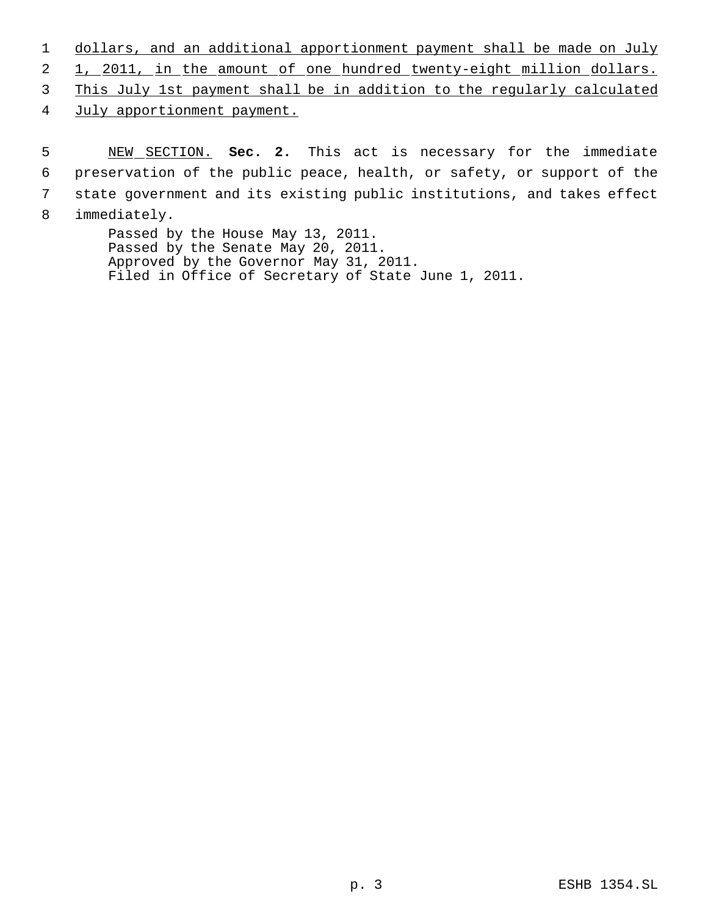dollars, and an additional apportionment payment shall be made on July 1, 2011, in the amount of one hundred twenty-eight million dollars. This July 1st payment shall be in addition to the regularly calculated July apportionment payment.

NEW SECTION. **Sec. 2.** This act is necessary for the immediate preservation of the public peace, health, or safety, or support of the state government and its existing public institutions, and takes effect immediately.

Passed by the House May 13, 2011.
Passed by the Senate May 20, 2011.
Approved by the Governor May 31, 2011.
Filed in Office of Secretary of State June 1, 2011.